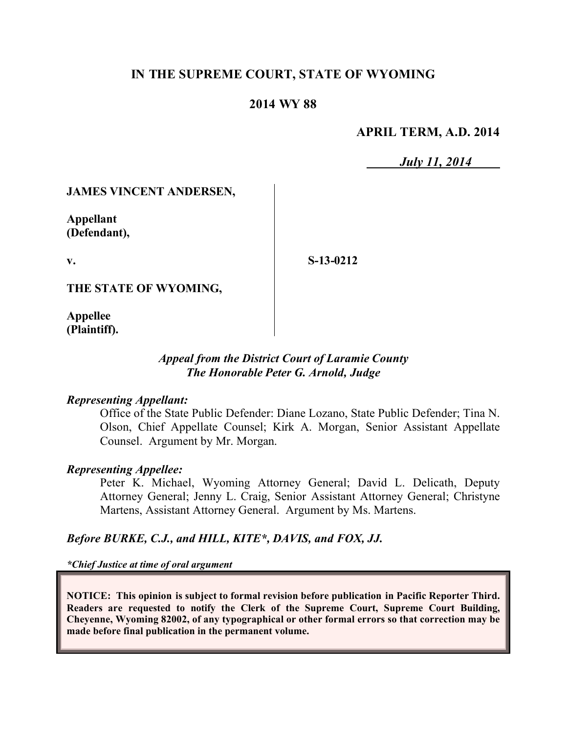**IN THE SUPREME COURT, STATE OF WYOMING**

**2014 WY 88**

**APRIL TERM, A.D. 2014**

***July 11, 2014***

| | |
|---|---|
| **JAMES VINCENT ANDERSEN,**<br><br>**Appellant (Defendant),**<br><br>**v.**<br><br>**THE STATE OF WYOMING,**<br><br>**Appellee (Plaintiff).** | **S-13-0212** |

***Appeal from the District Court of Laramie County***
***The Honorable Peter G. Arnold, Judge***

***Representing Appellant:***

Office of the State Public Defender: Diane Lozano, State Public Defender; Tina N. Olson, Chief Appellate Counsel; Kirk A. Morgan, Senior Assistant Appellate Counsel. Argument by Mr. Morgan.

***Representing Appellee:***

Peter K. Michael, Wyoming Attorney General; David L. Delicath, Deputy Attorney General; Jenny L. Craig, Senior Assistant Attorney General; Christyne Martens, Assistant Attorney General. Argument by Ms. Martens.

***Before BURKE, C.J., and HILL, KITE\*, DAVIS, and FOX, JJ.***

***\*Chief Justice at time of oral argument***

**NOTICE: This opinion is subject to formal revision before publication in Pacific Reporter Third. Readers are requested to notify the Clerk of the Supreme Court, Supreme Court Building, Cheyenne, Wyoming 82002, of any typographical or other formal errors so that correction may be made before final publication in the permanent volume.**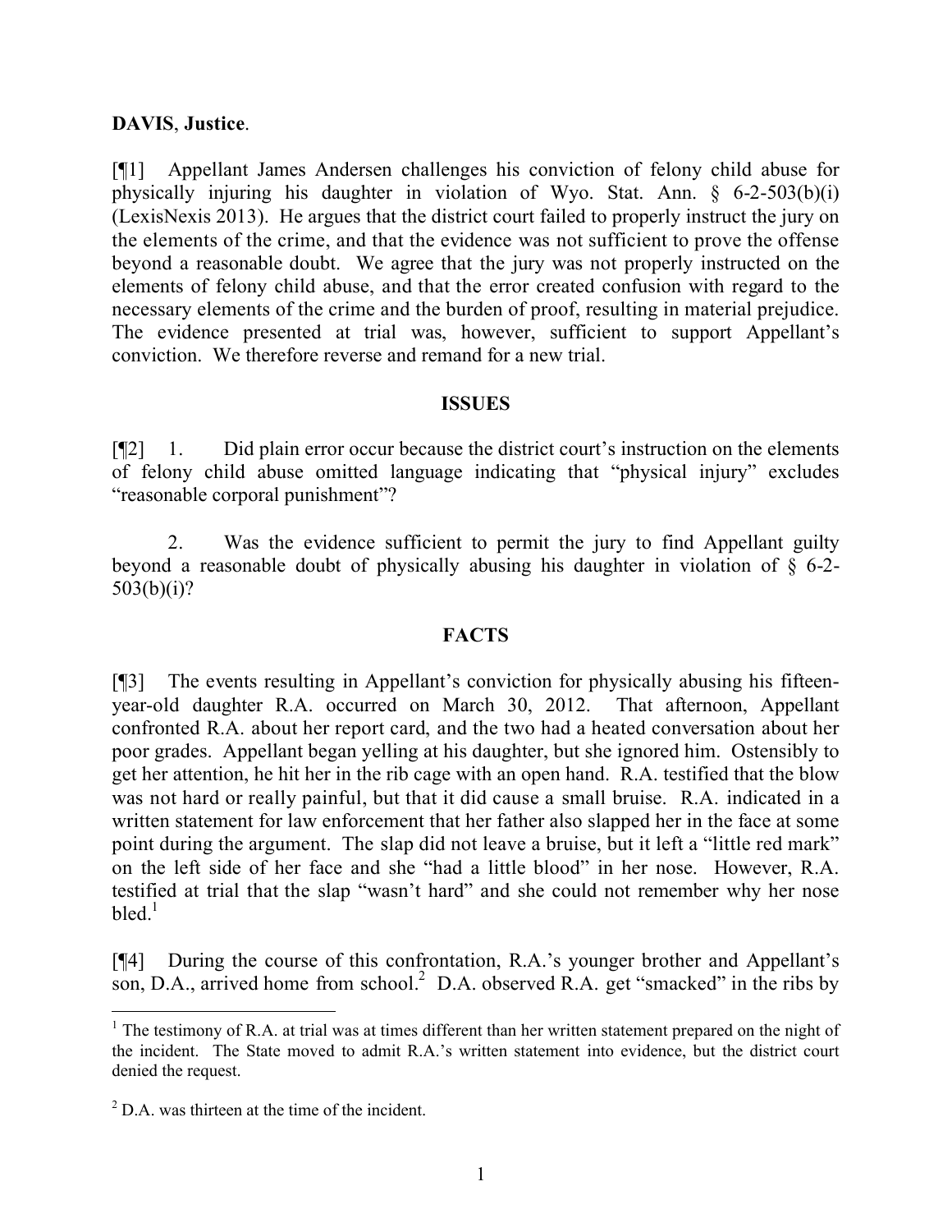**DAVIS**, **Justice**.

[¶1] Appellant James Andersen challenges his conviction of felony child abuse for physically injuring his daughter in violation of Wyo. Stat. Ann. § 6-2-503(b)(i) (LexisNexis 2013). He argues that the district court failed to properly instruct the jury on the elements of the crime, and that the evidence was not sufficient to prove the offense beyond a reasonable doubt. We agree that the jury was not properly instructed on the elements of felony child abuse, and that the error created confusion with regard to the necessary elements of the crime and the burden of proof, resulting in material prejudice. The evidence presented at trial was, however, sufficient to support Appellant's conviction. We therefore reverse and remand for a new trial.

## ISSUES

[¶2] 1. Did plain error occur because the district court's instruction on the elements of felony child abuse omitted language indicating that "physical injury" excludes "reasonable corporal punishment"?

2. Was the evidence sufficient to permit the jury to find Appellant guilty beyond a reasonable doubt of physically abusing his daughter in violation of § 6-2-503(b)(i)?

## FACTS

[¶3] The events resulting in Appellant's conviction for physically abusing his fifteen-year-old daughter R.A. occurred on March 30, 2012. That afternoon, Appellant confronted R.A. about her report card, and the two had a heated conversation about her poor grades. Appellant began yelling at his daughter, but she ignored him. Ostensibly to get her attention, he hit her in the rib cage with an open hand. R.A. testified that the blow was not hard or really painful, but that it did cause a small bruise. R.A. indicated in a written statement for law enforcement that her father also slapped her in the face at some point during the argument. The slap did not leave a bruise, but it left a "little red mark" on the left side of her face and she "had a little blood" in her nose. However, R.A. testified at trial that the slap "wasn't hard" and she could not remember why her nose bled.[1]

[¶4] During the course of this confrontation, R.A.'s younger brother and Appellant's son, D.A., arrived home from school.[2] D.A. observed R.A. get "smacked" in the ribs by

---

[1] The testimony of R.A. at trial was at times different than her written statement prepared on the night of the incident. The State moved to admit R.A.'s written statement into evidence, but the district court denied the request.

[2] D.A. was thirteen at the time of the incident.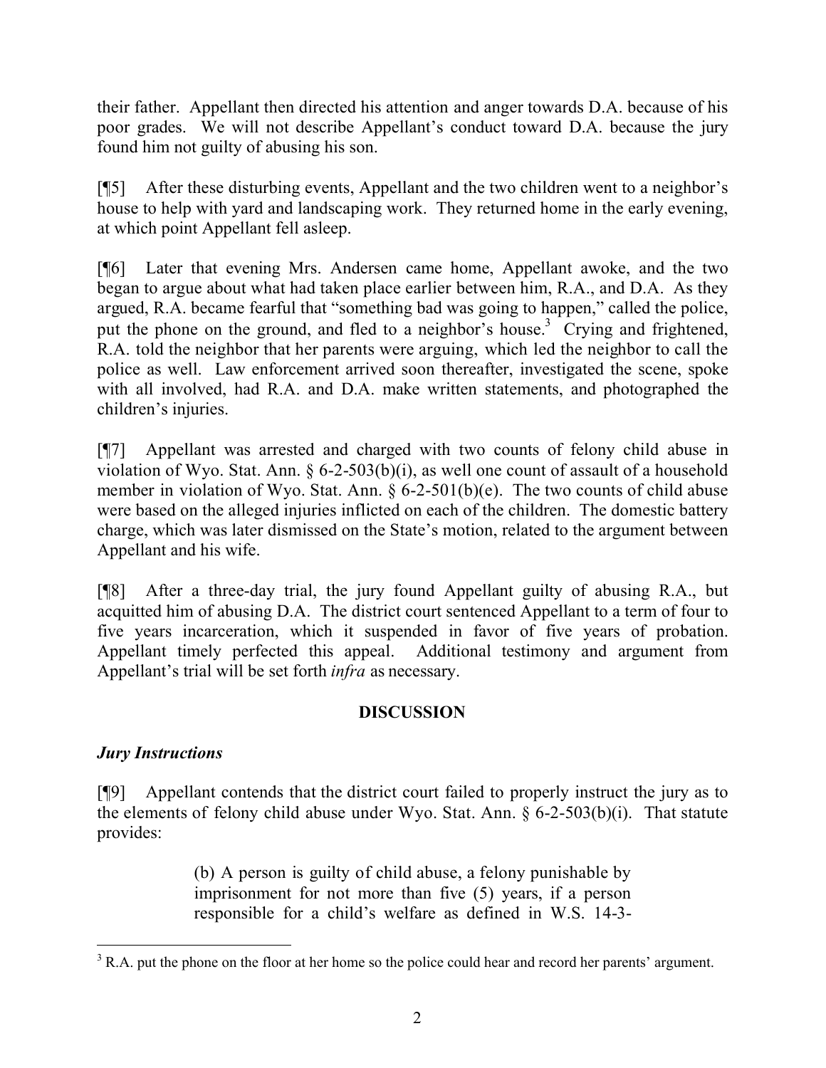their father. Appellant then directed his attention and anger towards D.A. because of his poor grades. We will not describe Appellant's conduct toward D.A. because the jury found him not guilty of abusing his son.

[¶5] After these disturbing events, Appellant and the two children went to a neighbor's house to help with yard and landscaping work. They returned home in the early evening, at which point Appellant fell asleep.

[¶6] Later that evening Mrs. Andersen came home, Appellant awoke, and the two began to argue about what had taken place earlier between him, R.A., and D.A. As they argued, R.A. became fearful that "something bad was going to happen," called the police, put the phone on the ground, and fled to a neighbor's house.[3] Crying and frightened, R.A. told the neighbor that her parents were arguing, which led the neighbor to call the police as well. Law enforcement arrived soon thereafter, investigated the scene, spoke with all involved, had R.A. and D.A. make written statements, and photographed the children's injuries.

[¶7] Appellant was arrested and charged with two counts of felony child abuse in violation of Wyo. Stat. Ann. § 6-2-503(b)(i), as well one count of assault of a household member in violation of Wyo. Stat. Ann. § 6-2-501(b)(e). The two counts of child abuse were based on the alleged injuries inflicted on each of the children. The domestic battery charge, which was later dismissed on the State's motion, related to the argument between Appellant and his wife.

[¶8] After a three-day trial, the jury found Appellant guilty of abusing R.A., but acquitted him of abusing D.A. The district court sentenced Appellant to a term of four to five years incarceration, which it suspended in favor of five years of probation. Appellant timely perfected this appeal. Additional testimony and argument from Appellant's trial will be set forth *infra* as necessary.

## DISCUSSION

### *Jury Instructions*

[¶9] Appellant contends that the district court failed to properly instruct the jury as to the elements of felony child abuse under Wyo. Stat. Ann. § 6-2-503(b)(i). That statute provides:

> (b) A person is guilty of child abuse, a felony punishable by imprisonment for not more than five (5) years, if a person responsible for a child's welfare as defined in W.S. 14-3-

[3] R.A. put the phone on the floor at her home so the police could hear and record her parents' argument.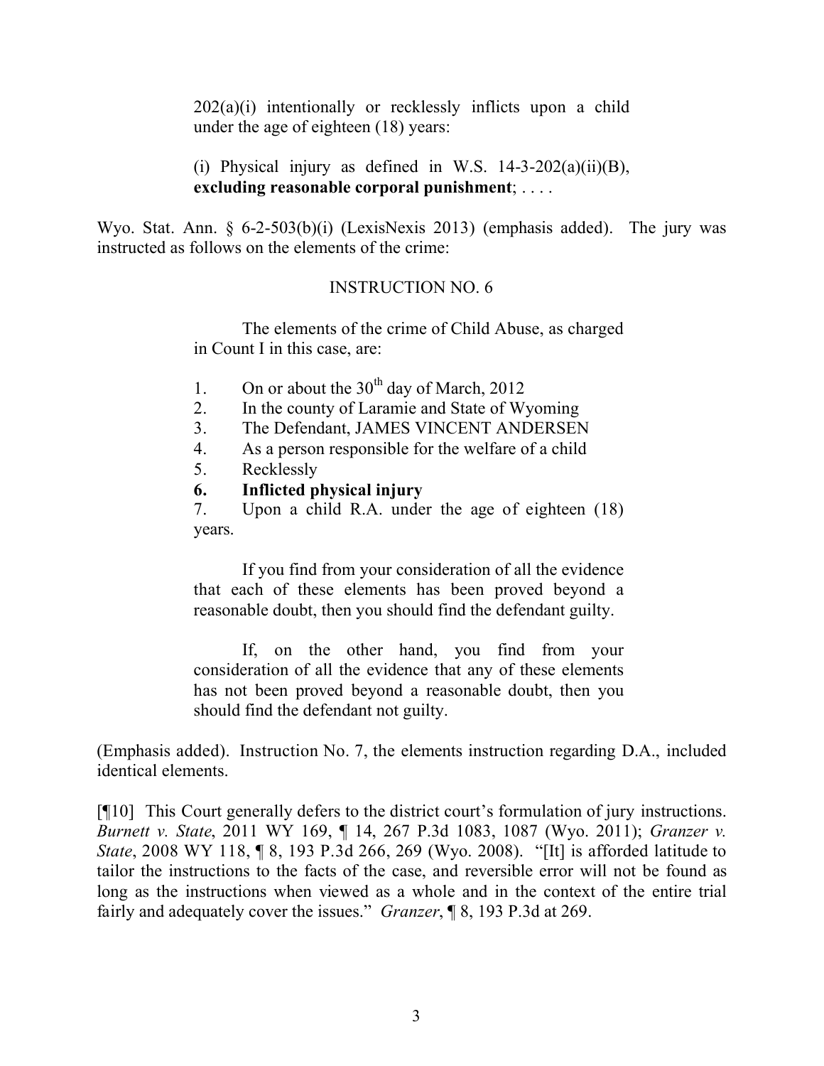> 202(a)(i) intentionally or recklessly inflicts upon a child under the age of eighteen (18) years:
>
> (i) Physical injury as defined in W.S. 14-3-202(a)(ii)(B), **excluding reasonable corporal punishment**; . . . .

Wyo. Stat. Ann. § 6-2-503(b)(i) (LexisNexis 2013) (emphasis added). The jury was instructed as follows on the elements of the crime:

> INSTRUCTION NO. 6
>
> The elements of the crime of Child Abuse, as charged in Count I in this case, are:
>
> 1. On or about the 30th day of March, 2012
> 2. In the county of Laramie and State of Wyoming
> 3. The Defendant, JAMES VINCENT ANDERSEN
> 4. As a person responsible for the welfare of a child
> 5. Recklessly
> 6. **Inflicted physical injury**
> 7. Upon a child R.A. under the age of eighteen (18) years.
>
> If you find from your consideration of all the evidence that each of these elements has been proved beyond a reasonable doubt, then you should find the defendant guilty.
>
> If, on the other hand, you find from your consideration of all the evidence that any of these elements has not been proved beyond a reasonable doubt, then you should find the defendant not guilty.

(Emphasis added). Instruction No. 7, the elements instruction regarding D.A., included identical elements.

[¶10] This Court generally defers to the district court's formulation of jury instructions. *Burnett v. State*, 2011 WY 169, ¶ 14, 267 P.3d 1083, 1087 (Wyo. 2011); *Granzer v. State*, 2008 WY 118, ¶ 8, 193 P.3d 266, 269 (Wyo. 2008). "[It] is afforded latitude to tailor the instructions to the facts of the case, and reversible error will not be found as long as the instructions when viewed as a whole and in the context of the entire trial fairly and adequately cover the issues." *Granzer*, ¶ 8, 193 P.3d at 269.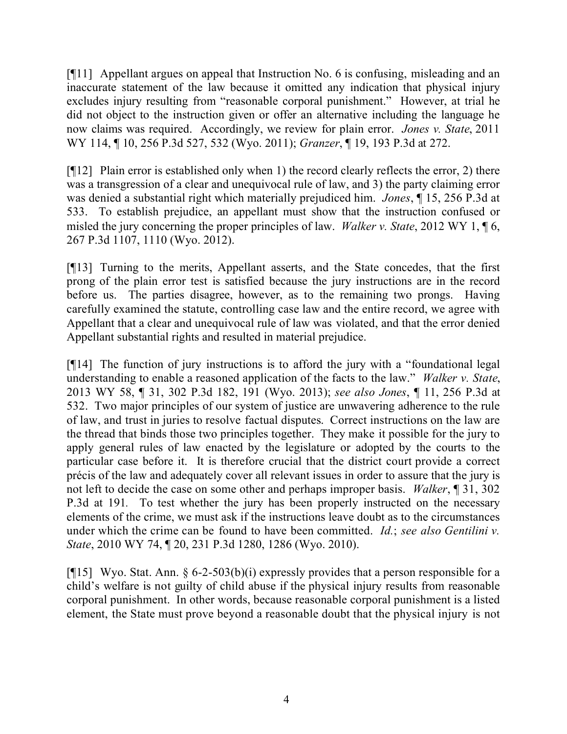[¶11] Appellant argues on appeal that Instruction No. 6 is confusing, misleading and an inaccurate statement of the law because it omitted any indication that physical injury excludes injury resulting from "reasonable corporal punishment." However, at trial he did not object to the instruction given or offer an alternative including the language he now claims was required. Accordingly, we review for plain error. *Jones v. State*, 2011 WY 114, ¶ 10, 256 P.3d 527, 532 (Wyo. 2011); *Granzer*, ¶ 19, 193 P.3d at 272.

[¶12] Plain error is established only when 1) the record clearly reflects the error, 2) there was a transgression of a clear and unequivocal rule of law, and 3) the party claiming error was denied a substantial right which materially prejudiced him. *Jones*, ¶ 15, 256 P.3d at 533. To establish prejudice, an appellant must show that the instruction confused or misled the jury concerning the proper principles of law. *Walker v. State*, 2012 WY 1, ¶ 6, 267 P.3d 1107, 1110 (Wyo. 2012).

[¶13] Turning to the merits, Appellant asserts, and the State concedes, that the first prong of the plain error test is satisfied because the jury instructions are in the record before us. The parties disagree, however, as to the remaining two prongs. Having carefully examined the statute, controlling case law and the entire record, we agree with Appellant that a clear and unequivocal rule of law was violated, and that the error denied Appellant substantial rights and resulted in material prejudice.

[¶14] The function of jury instructions is to afford the jury with a "foundational legal understanding to enable a reasoned application of the facts to the law." *Walker v. State*, 2013 WY 58, ¶ 31, 302 P.3d 182, 191 (Wyo. 2013); *see also Jones*, ¶ 11, 256 P.3d at 532. Two major principles of our system of justice are unwavering adherence to the rule of law, and trust in juries to resolve factual disputes. Correct instructions on the law are the thread that binds those two principles together. They make it possible for the jury to apply general rules of law enacted by the legislature or adopted by the courts to the particular case before it. It is therefore crucial that the district court provide a correct précis of the law and adequately cover all relevant issues in order to assure that the jury is not left to decide the case on some other and perhaps improper basis. *Walker*, ¶ 31, 302 P.3d at 191. To test whether the jury has been properly instructed on the necessary elements of the crime, we must ask if the instructions leave doubt as to the circumstances under which the crime can be found to have been committed. *Id.*; *see also Gentilini v. State*, 2010 WY 74, ¶ 20, 231 P.3d 1280, 1286 (Wyo. 2010).

[¶15] Wyo. Stat. Ann. § 6-2-503(b)(i) expressly provides that a person responsible for a child's welfare is not guilty of child abuse if the physical injury results from reasonable corporal punishment. In other words, because reasonable corporal punishment is a listed element, the State must prove beyond a reasonable doubt that the physical injury is not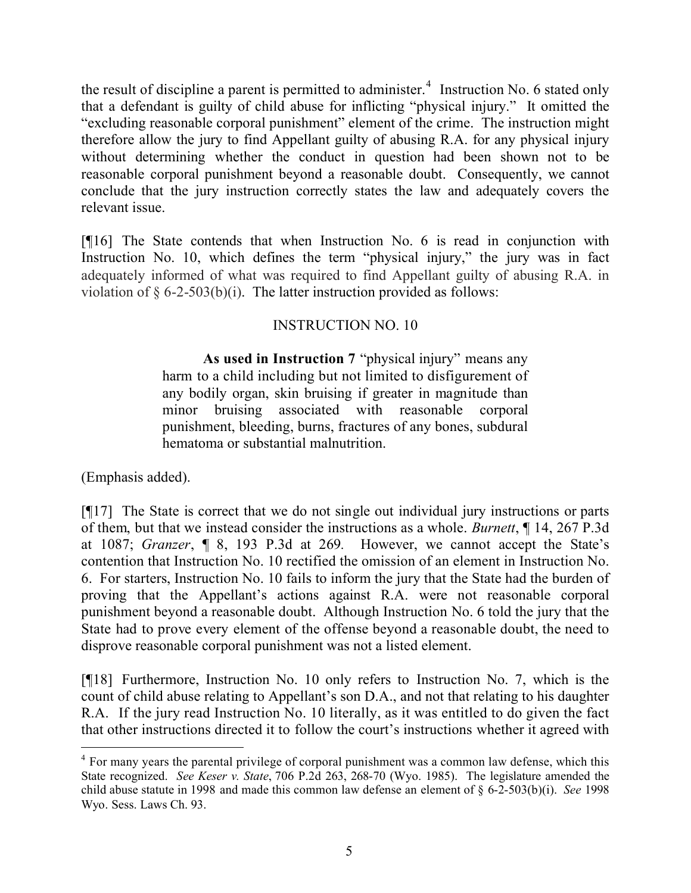the result of discipline a parent is permitted to administer.[4] Instruction No. 6 stated only that a defendant is guilty of child abuse for inflicting "physical injury." It omitted the "excluding reasonable corporal punishment" element of the crime. The instruction might therefore allow the jury to find Appellant guilty of abusing R.A. for any physical injury without determining whether the conduct in question had been shown not to be reasonable corporal punishment beyond a reasonable doubt. Consequently, we cannot conclude that the jury instruction correctly states the law and adequately covers the relevant issue.

[¶16] The State contends that when Instruction No. 6 is read in conjunction with Instruction No. 10, which defines the term "physical injury," the jury was in fact adequately informed of what was required to find Appellant guilty of abusing R.A. in violation of § 6-2-503(b)(i). The latter instruction provided as follows:

INSTRUCTION NO. 10

> **As used in Instruction 7** "physical injury" means any harm to a child including but not limited to disfigurement of any bodily organ, skin bruising if greater in magnitude than minor bruising associated with reasonable corporal punishment, bleeding, burns, fractures of any bones, subdural hematoma or substantial malnutrition.

(Emphasis added).

[¶17] The State is correct that we do not single out individual jury instructions or parts of them, but that we instead consider the instructions as a whole. *Burnett*, ¶ 14, 267 P.3d at 1087; *Granzer*, ¶ 8, 193 P.3d at 269. However, we cannot accept the State's contention that Instruction No. 10 rectified the omission of an element in Instruction No. 6. For starters, Instruction No. 10 fails to inform the jury that the State had the burden of proving that the Appellant's actions against R.A. were not reasonable corporal punishment beyond a reasonable doubt. Although Instruction No. 6 told the jury that the State had to prove every element of the offense beyond a reasonable doubt, the need to disprove reasonable corporal punishment was not a listed element.

[¶18] Furthermore, Instruction No. 10 only refers to Instruction No. 7, which is the count of child abuse relating to Appellant's son D.A., and not that relating to his daughter R.A. If the jury read Instruction No. 10 literally, as it was entitled to do given the fact that other instructions directed it to follow the court's instructions whether it agreed with

---

[4] For many years the parental privilege of corporal punishment was a common law defense, which this State recognized. *See Keser v. State*, 706 P.2d 263, 268-70 (Wyo. 1985). The legislature amended the child abuse statute in 1998 and made this common law defense an element of § 6-2-503(b)(i). *See* 1998 Wyo. Sess. Laws Ch. 93.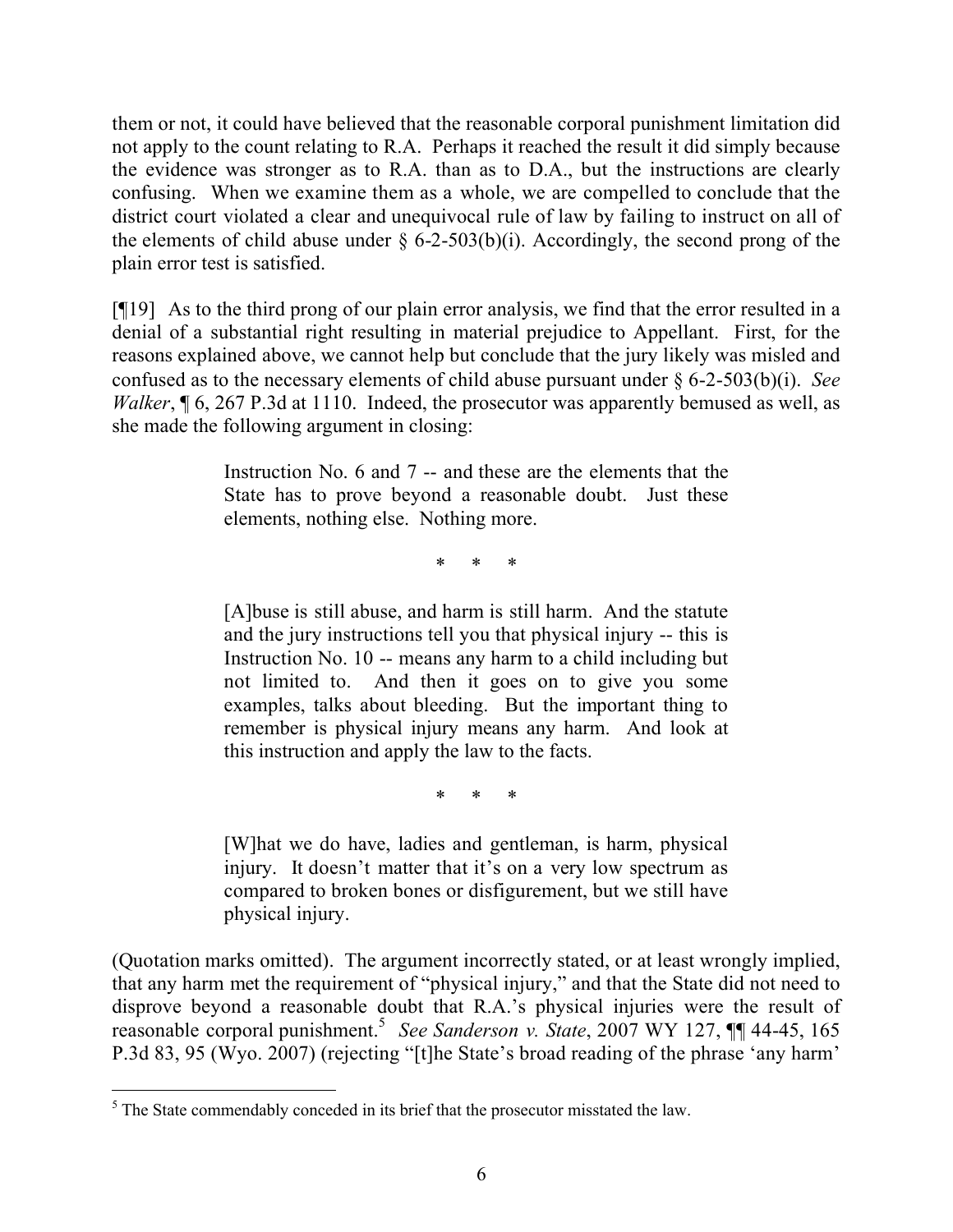them or not, it could have believed that the reasonable corporal punishment limitation did not apply to the count relating to R.A. Perhaps it reached the result it did simply because the evidence was stronger as to R.A. than as to D.A., but the instructions are clearly confusing. When we examine them as a whole, we are compelled to conclude that the district court violated a clear and unequivocal rule of law by failing to instruct on all of the elements of child abuse under § 6-2-503(b)(i). Accordingly, the second prong of the plain error test is satisfied.

[¶19] As to the third prong of our plain error analysis, we find that the error resulted in a denial of a substantial right resulting in material prejudice to Appellant. First, for the reasons explained above, we cannot help but conclude that the jury likely was misled and confused as to the necessary elements of child abuse pursuant under § 6-2-503(b)(i). *See Walker*, ¶ 6, 267 P.3d at 1110. Indeed, the prosecutor was apparently bemused as well, as she made the following argument in closing:

> Instruction No. 6 and 7 -- and these are the elements that the State has to prove beyond a reasonable doubt. Just these elements, nothing else. Nothing more.
>
> \* \* \*
>
> [A]buse is still abuse, and harm is still harm. And the statute and the jury instructions tell you that physical injury -- this is Instruction No. 10 -- means any harm to a child including but not limited to. And then it goes on to give you some examples, talks about bleeding. But the important thing to remember is physical injury means any harm. And look at this instruction and apply the law to the facts.
>
> \* \* \*
>
> [W]hat we do have, ladies and gentleman, is harm, physical injury. It doesn't matter that it's on a very low spectrum as compared to broken bones or disfigurement, but we still have physical injury.

(Quotation marks omitted). The argument incorrectly stated, or at least wrongly implied, that any harm met the requirement of "physical injury," and that the State did not need to disprove beyond a reasonable doubt that R.A.'s physical injuries were the result of reasonable corporal punishment.[5] *See Sanderson v. State*, 2007 WY 127, ¶¶ 44-45, 165 P.3d 83, 95 (Wyo. 2007) (rejecting "[t]he State's broad reading of the phrase 'any harm'

---

[5] The State commendably conceded in its brief that the prosecutor misstated the law.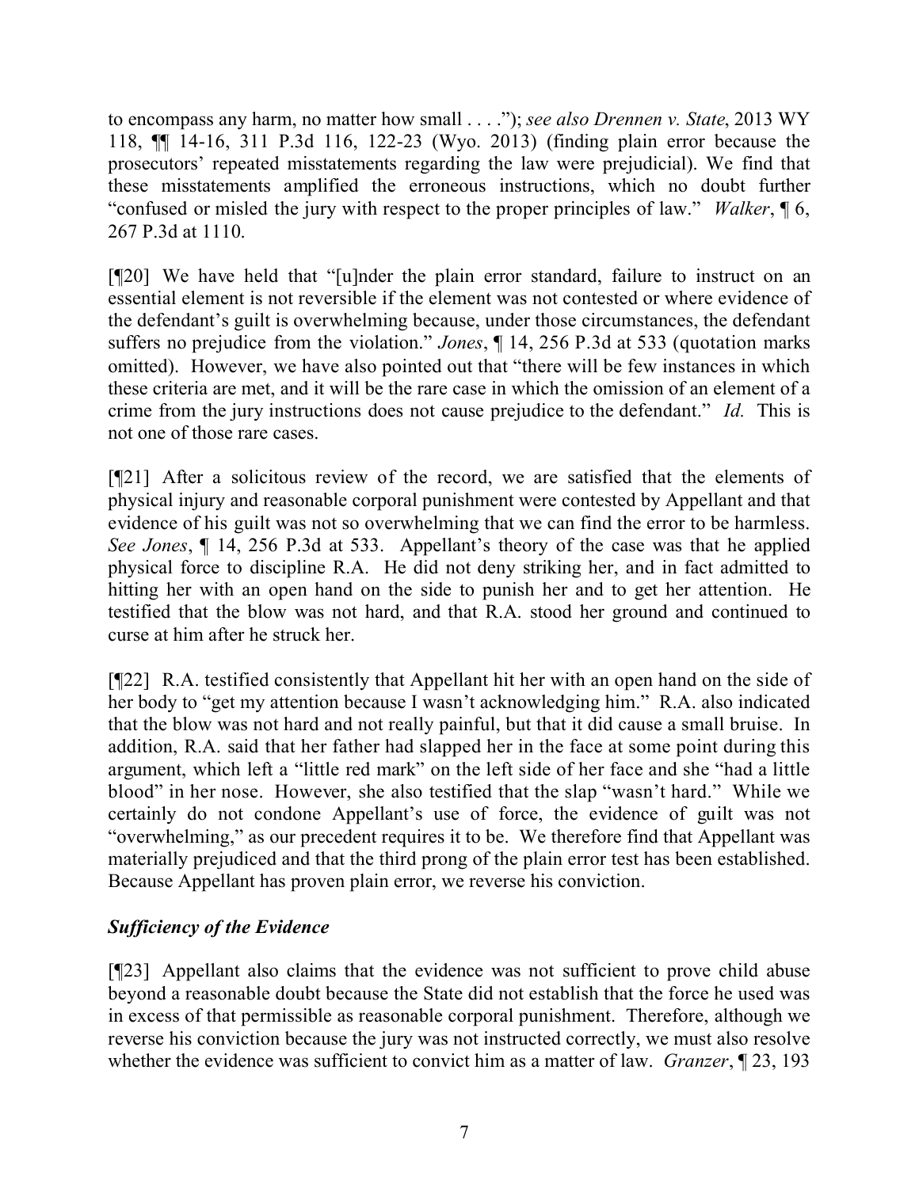to encompass any harm, no matter how small . . . ."); *see also Drennen v. State*, 2013 WY 118, ¶¶ 14-16, 311 P.3d 116, 122-23 (Wyo. 2013) (finding plain error because the prosecutors' repeated misstatements regarding the law were prejudicial). We find that these misstatements amplified the erroneous instructions, which no doubt further "confused or misled the jury with respect to the proper principles of law." *Walker*, ¶ 6, 267 P.3d at 1110.

[¶20] We have held that "[u]nder the plain error standard, failure to instruct on an essential element is not reversible if the element was not contested or where evidence of the defendant's guilt is overwhelming because, under those circumstances, the defendant suffers no prejudice from the violation." *Jones*, ¶ 14, 256 P.3d at 533 (quotation marks omitted). However, we have also pointed out that "there will be few instances in which these criteria are met, and it will be the rare case in which the omission of an element of a crime from the jury instructions does not cause prejudice to the defendant." *Id.* This is not one of those rare cases.

[¶21] After a solicitous review of the record, we are satisfied that the elements of physical injury and reasonable corporal punishment were contested by Appellant and that evidence of his guilt was not so overwhelming that we can find the error to be harmless. *See Jones*, ¶ 14, 256 P.3d at 533. Appellant's theory of the case was that he applied physical force to discipline R.A. He did not deny striking her, and in fact admitted to hitting her with an open hand on the side to punish her and to get her attention. He testified that the blow was not hard, and that R.A. stood her ground and continued to curse at him after he struck her.

[¶22] R.A. testified consistently that Appellant hit her with an open hand on the side of her body to "get my attention because I wasn't acknowledging him." R.A. also indicated that the blow was not hard and not really painful, but that it did cause a small bruise. In addition, R.A. said that her father had slapped her in the face at some point during this argument, which left a "little red mark" on the left side of her face and she "had a little blood" in her nose. However, she also testified that the slap "wasn't hard." While we certainly do not condone Appellant's use of force, the evidence of guilt was not "overwhelming," as our precedent requires it to be. We therefore find that Appellant was materially prejudiced and that the third prong of the plain error test has been established. Because Appellant has proven plain error, we reverse his conviction.

### *Sufficiency of the Evidence*

[¶23] Appellant also claims that the evidence was not sufficient to prove child abuse beyond a reasonable doubt because the State did not establish that the force he used was in excess of that permissible as reasonable corporal punishment. Therefore, although we reverse his conviction because the jury was not instructed correctly, we must also resolve whether the evidence was sufficient to convict him as a matter of law. *Granzer*, ¶ 23, 193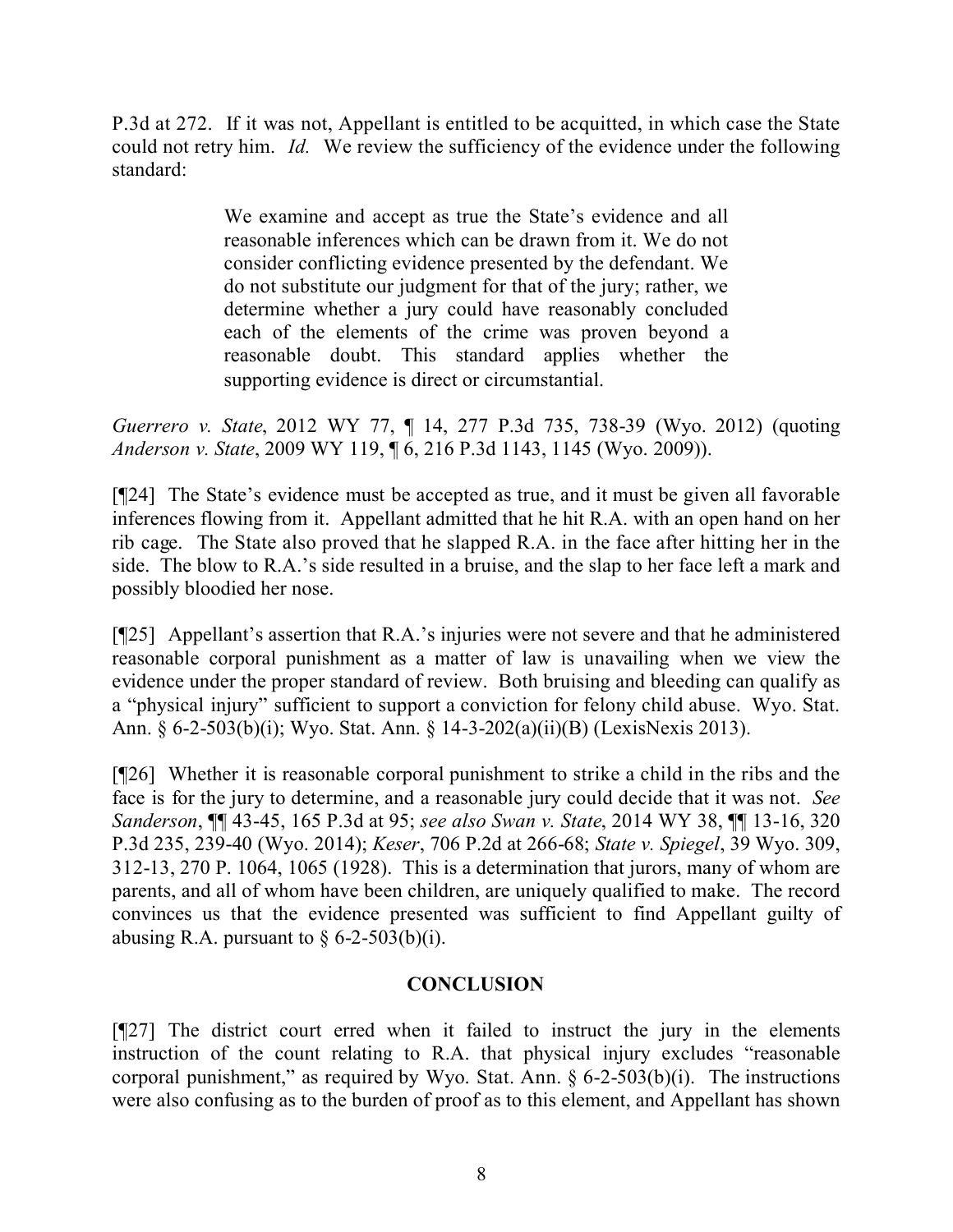P.3d at 272. If it was not, Appellant is entitled to be acquitted, in which case the State could not retry him. *Id.* We review the sufficiency of the evidence under the following standard:

> We examine and accept as true the State's evidence and all reasonable inferences which can be drawn from it. We do not consider conflicting evidence presented by the defendant. We do not substitute our judgment for that of the jury; rather, we determine whether a jury could have reasonably concluded each of the elements of the crime was proven beyond a reasonable doubt. This standard applies whether the supporting evidence is direct or circumstantial.

*Guerrero v. State*, 2012 WY 77, ¶ 14, 277 P.3d 735, 738-39 (Wyo. 2012) (quoting *Anderson v. State*, 2009 WY 119, ¶ 6, 216 P.3d 1143, 1145 (Wyo. 2009)).

[¶24] The State's evidence must be accepted as true, and it must be given all favorable inferences flowing from it. Appellant admitted that he hit R.A. with an open hand on her rib cage. The State also proved that he slapped R.A. in the face after hitting her in the side. The blow to R.A.'s side resulted in a bruise, and the slap to her face left a mark and possibly bloodied her nose.

[¶25] Appellant's assertion that R.A.'s injuries were not severe and that he administered reasonable corporal punishment as a matter of law is unavailing when we view the evidence under the proper standard of review. Both bruising and bleeding can qualify as a "physical injury" sufficient to support a conviction for felony child abuse. Wyo. Stat. Ann. § 6-2-503(b)(i); Wyo. Stat. Ann. § 14-3-202(a)(ii)(B) (LexisNexis 2013).

[¶26] Whether it is reasonable corporal punishment to strike a child in the ribs and the face is for the jury to determine, and a reasonable jury could decide that it was not. *See Sanderson*, ¶¶ 43-45, 165 P.3d at 95; *see also Swan v. State*, 2014 WY 38, ¶¶ 13-16, 320 P.3d 235, 239-40 (Wyo. 2014); *Keser*, 706 P.2d at 266-68; *State v. Spiegel*, 39 Wyo. 309, 312-13, 270 P. 1064, 1065 (1928). This is a determination that jurors, many of whom are parents, and all of whom have been children, are uniquely qualified to make. The record convinces us that the evidence presented was sufficient to find Appellant guilty of abusing R.A. pursuant to § 6-2-503(b)(i).

## CONCLUSION

[¶27] The district court erred when it failed to instruct the jury in the elements instruction of the count relating to R.A. that physical injury excludes "reasonable corporal punishment," as required by Wyo. Stat. Ann. § 6-2-503(b)(i). The instructions were also confusing as to the burden of proof as to this element, and Appellant has shown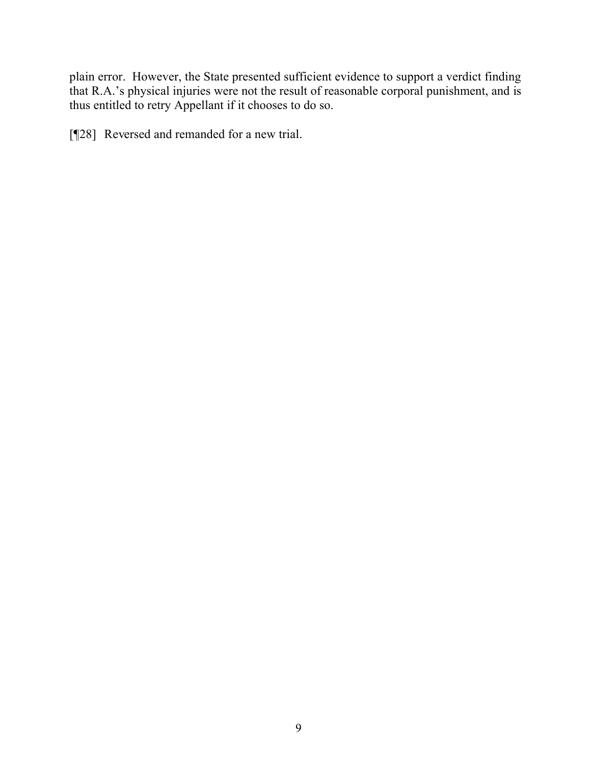plain error. However, the State presented sufficient evidence to support a verdict finding that R.A.'s physical injuries were not the result of reasonable corporal punishment, and is thus entitled to retry Appellant if it chooses to do so.

[¶28] Reversed and remanded for a new trial.